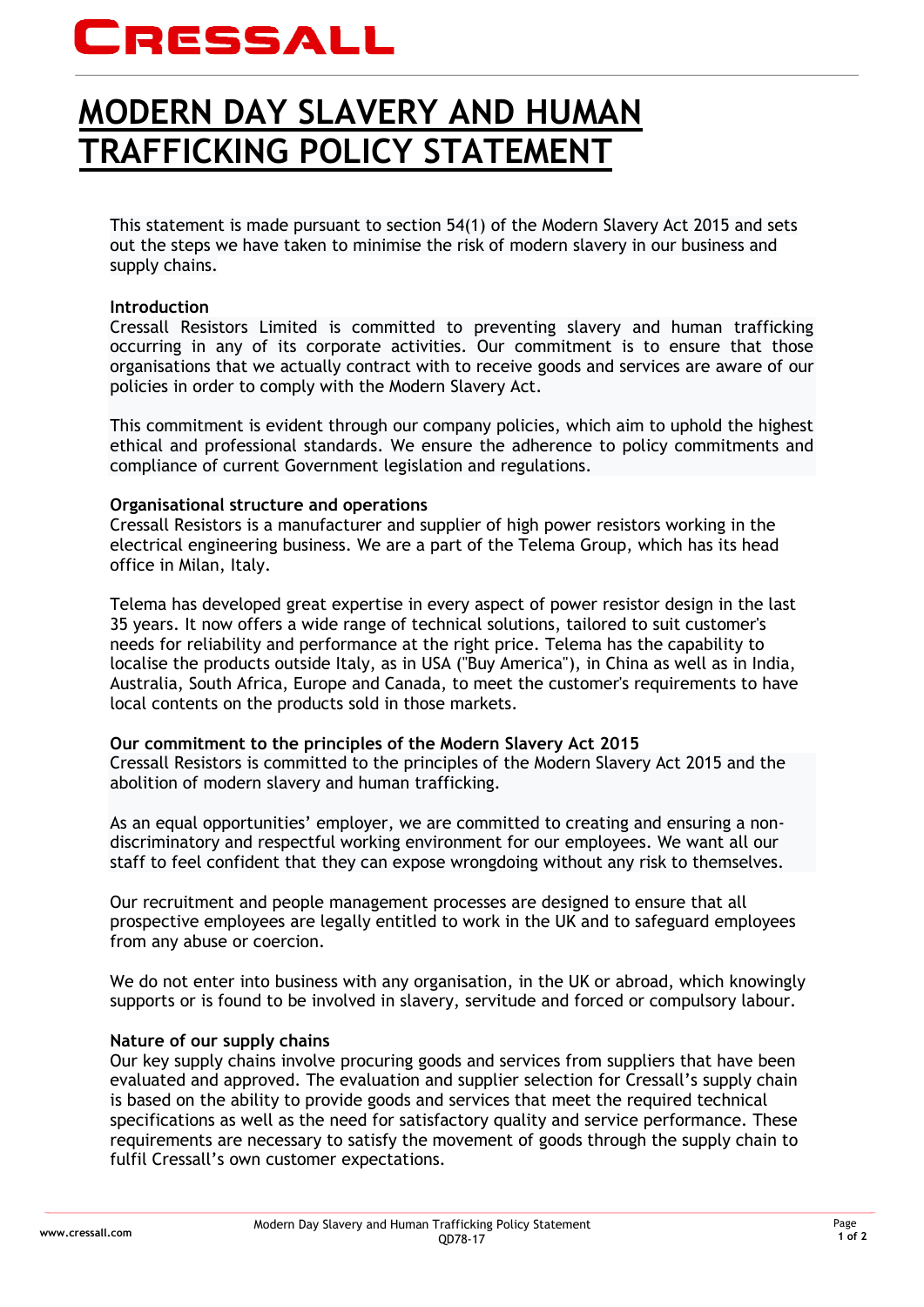CRESSALL

# MODERN DAY SLAVERY AND HUMAN TRAFFICKING POLICY STATEMENT

This statement is made pursuant to section 54(1) of the Modern Slavery Act 2015 and sets out the steps we have taken to minimise the risk of modern slavery in our business and supply chains.

**Introduction**

Cressall Resistors Limited is committed to preventing slavery and human trafficking occurring in any of its corporate activities. Our commitment is to ensure that those organisations that we actually contract with to receive goods and services are aware of our policies in order to comply with the Modern Slavery Act.

This commitment is evident through our company policies, which aim to uphold the highest ethical and professional standards. We ensure the adherence to policy commitments and compliance of current Government legislation and regulations.

**Organisational structure and operations**

Cressall Resistors is a manufacturer and supplier of high power resistors working in the electrical engineering business. We are a part of the Telema Group, which has its head office in Milan, Italy.

Telema has developed great expertise in every aspect of power resistor design in the last 35 years. It now offers a wide range of technical solutions, tailored to suit customer's needs for reliability and performance at the right price. Telema has the capability to localise the products outside Italy, as in USA ("Buy America"), in China as well as in India, Australia, South Africa, Europe and Canada, to meet the customer's requirements to have local contents on the products sold in those markets.

**Our commitment to the principles of the Modern Slavery Act 2015**

Cressall Resistors is committed to the principles of the Modern Slavery Act 2015 and the abolition of modern slavery and human trafficking.

As an equal opportunities' employer, we are committed to creating and ensuring a non-discriminatory and respectful working environment for our employees. We want all our staff to feel confident that they can expose wrongdoing without any risk to themselves.

Our recruitment and people management processes are designed to ensure that all prospective employees are legally entitled to work in the UK and to safeguard employees from any abuse or coercion.

We do not enter into business with any organisation, in the UK or abroad, which knowingly supports or is found to be involved in slavery, servitude and forced or compulsory labour.

**Nature of our supply chains**

Our key supply chains involve procuring goods and services from suppliers that have been evaluated and approved. The evaluation and supplier selection for Cressall's supply chain is based on the ability to provide goods and services that meet the required technical specifications as well as the need for satisfactory quality and service performance. These requirements are necessary to satisfy the movement of goods through the supply chain to fulfil Cressall's own customer expectations.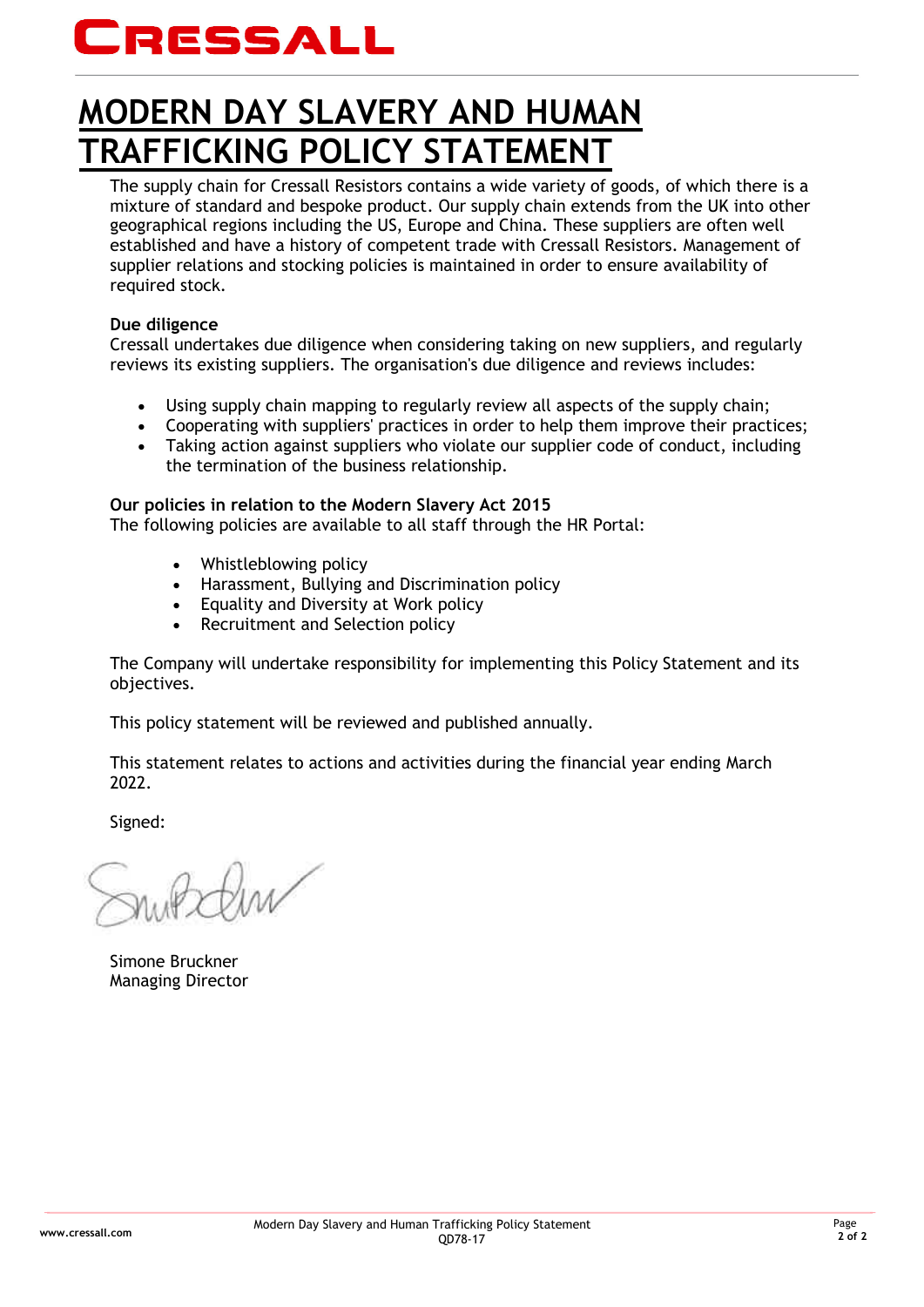# MODERN DAY SLAVERY AND HUMAN TRAFFICKING POLICY STATEMENT

The supply chain for Cressall Resistors contains a wide variety of goods, of which there is a mixture of standard and bespoke product. Our supply chain extends from the UK into other geographical regions including the US, Europe and China. These suppliers are often well established and have a history of competent trade with Cressall Resistors. Management of supplier relations and stocking policies is maintained in order to ensure availability of required stock.

**Due diligence**
Cressall undertakes due diligence when considering taking on new suppliers, and regularly reviews its existing suppliers. The organisation's due diligence and reviews includes:

- Using supply chain mapping to regularly review all aspects of the supply chain;
- Cooperating with suppliers' practices in order to help them improve their practices;
- Taking action against suppliers who violate our supplier code of conduct, including the termination of the business relationship.

**Our policies in relation to the Modern Slavery Act 2015**
The following policies are available to all staff through the HR Portal:

- Whistleblowing policy
- Harassment, Bullying and Discrimination policy
- Equality and Diversity at Work policy
- Recruitment and Selection policy

The Company will undertake responsibility for implementing this Policy Statement and its objectives.

This policy statement will be reviewed and published annually.

This statement relates to actions and activities during the financial year ending March 2022.

Signed:

Simone Bruckner
Managing Director